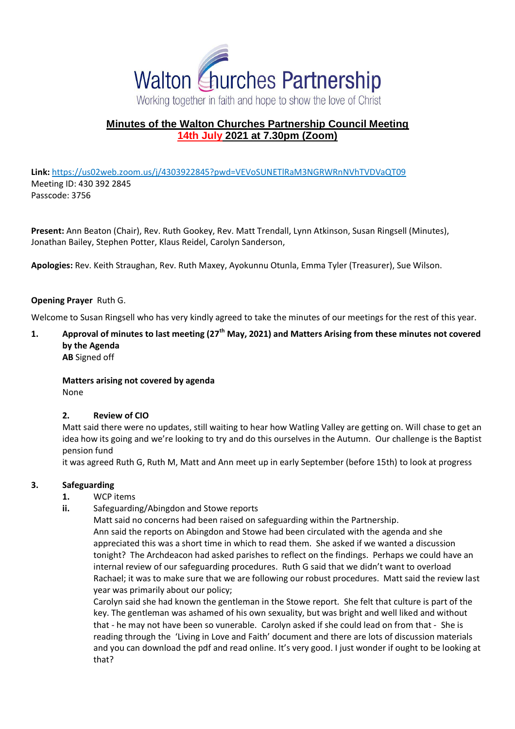# Walton Churches Partnership

Working together in faith and hope to show the love of Christ

## Minutes of the Walton Churches Partnership Council Meeting
## 14th July 2021 at 7.30pm (Zoom)

**Link:** https://us02web.zoom.us/j/4303922845?pwd=VEVoSUNETlRaM3NGRWRnNVhTVDVaQT09
Meeting ID: 430 392 2845
Passcode: 3756

**Present:** Ann Beaton (Chair), Rev. Ruth Gookey, Rev. Matt Trendall, Lynn Atkinson, Susan Ringsell (Minutes), Jonathan Bailey, Stephen Potter, Klaus Reidel, Carolyn Sanderson,

**Apologies:** Rev. Keith Straughan, Rev. Ruth Maxey, Ayokunnu Otunla, Emma Tyler (Treasurer), Sue Wilson.

**Opening Prayer** Ruth G.

Welcome to Susan Ringsell who has very kindly agreed to take the minutes of our meetings for the rest of this year.

**1. Approval of minutes to last meeting (27th May, 2021) and Matters Arising from these minutes not covered by the Agenda**

**AB** Signed off

**Matters arising not covered by agenda**

None

**2. Review of CIO**

Matt said there were no updates, still waiting to hear how Watling Valley are getting on. Will chase to get an idea how its going and we're looking to try and do this ourselves in the Autumn. Our challenge is the Baptist pension fund

it was agreed Ruth G, Ruth M, Matt and Ann meet up in early September (before 15th) to look at progress

**3. Safeguarding**

1. WCP items
ii. Safeguarding/Abingdon and Stowe reports

Matt said no concerns had been raised on safeguarding within the Partnership.

Ann said the reports on Abingdon and Stowe had been circulated with the agenda and she appreciated this was a short time in which to read them. She asked if we wanted a discussion tonight? The Archdeacon had asked parishes to reflect on the findings. Perhaps we could have an internal review of our safeguarding procedures. Ruth G said that we didn't want to overload Rachael; it was to make sure that we are following our robust procedures. Matt said the review last year was primarily about our policy;

Carolyn said she had known the gentleman in the Stowe report. She felt that culture is part of the key. The gentleman was ashamed of his own sexuality, but was bright and well liked and without that - he may not have been so vunerable. Carolyn asked if she could lead on from that - She is reading through the 'Living in Love and Faith' document and there are lots of discussion materials and you can download the pdf and read online. It's very good. I just wonder if ought to be looking at that?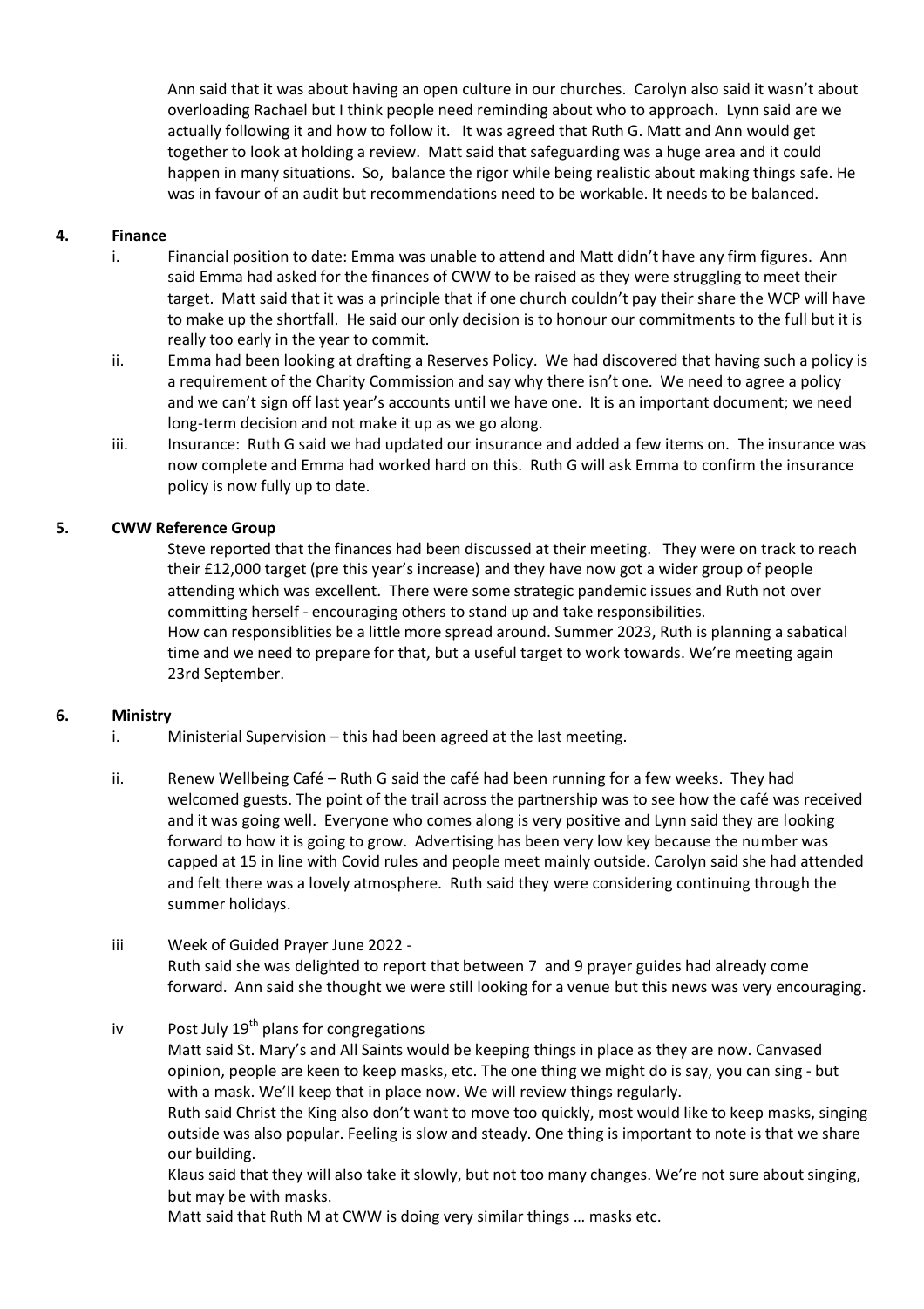Ann said that it was about having an open culture in our churches. Carolyn also said it wasn't about overloading Rachael but I think people need reminding about who to approach. Lynn said are we actually following it and how to follow it. It was agreed that Ruth G. Matt and Ann would get together to look at holding a review. Matt said that safeguarding was a huge area and it could happen in many situations. So, balance the rigor while being realistic about making things safe. He was in favour of an audit but recommendations need to be workable. It needs to be balanced.

## 4. Finance

i. Financial position to date: Emma was unable to attend and Matt didn't have any firm figures. Ann said Emma had asked for the finances of CWW to be raised as they were struggling to meet their target. Matt said that it was a principle that if one church couldn't pay their share the WCP will have to make up the shortfall. He said our only decision is to honour our commitments to the full but it is really too early in the year to commit.

ii. Emma had been looking at drafting a Reserves Policy. We had discovered that having such a policy is a requirement of the Charity Commission and say why there isn't one. We need to agree a policy and we can't sign off last year's accounts until we have one. It is an important document; we need long-term decision and not make it up as we go along.

iii. Insurance: Ruth G said we had updated our insurance and added a few items on. The insurance was now complete and Emma had worked hard on this. Ruth G will ask Emma to confirm the insurance policy is now fully up to date.

## 5. CWW Reference Group

Steve reported that the finances had been discussed at their meeting. They were on track to reach their £12,000 target (pre this year's increase) and they have now got a wider group of people attending which was excellent. There were some strategic pandemic issues and Ruth not over committing herself - encouraging others to stand up and take responsibilities.

How can responsiblities be a little more spread around. Summer 2023, Ruth is planning a sabatical time and we need to prepare for that, but a useful target to work towards. We're meeting again 23rd September.

## 6. Ministry

i. Ministerial Supervision – this had been agreed at the last meeting.

ii. Renew Wellbeing Café – Ruth G said the café had been running for a few weeks. They had welcomed guests. The point of the trail across the partnership was to see how the café was received and it was going well. Everyone who comes along is very positive and Lynn said they are looking forward to how it is going to grow. Advertising has been very low key because the number was capped at 15 in line with Covid rules and people meet mainly outside. Carolyn said she had attended and felt there was a lovely atmosphere. Ruth said they were considering continuing through the summer holidays.

iii Week of Guided Prayer June 2022 -

Ruth said she was delighted to report that between 7 and 9 prayer guides had already come forward. Ann said she thought we were still looking for a venue but this news was very encouraging.

iv Post July 19th plans for congregations

Matt said St. Mary's and All Saints would be keeping things in place as they are now. Canvased opinion, people are keen to keep masks, etc. The one thing we might do is say, you can sing - but with a mask. We'll keep that in place now. We will review things regularly.

Ruth said Christ the King also don't want to move too quickly, most would like to keep masks, singing outside was also popular. Feeling is slow and steady. One thing is important to note is that we share our building.

Klaus said that they will also take it slowly, but not too many changes. We're not sure about singing, but may be with masks.

Matt said that Ruth M at CWW is doing very similar things … masks etc.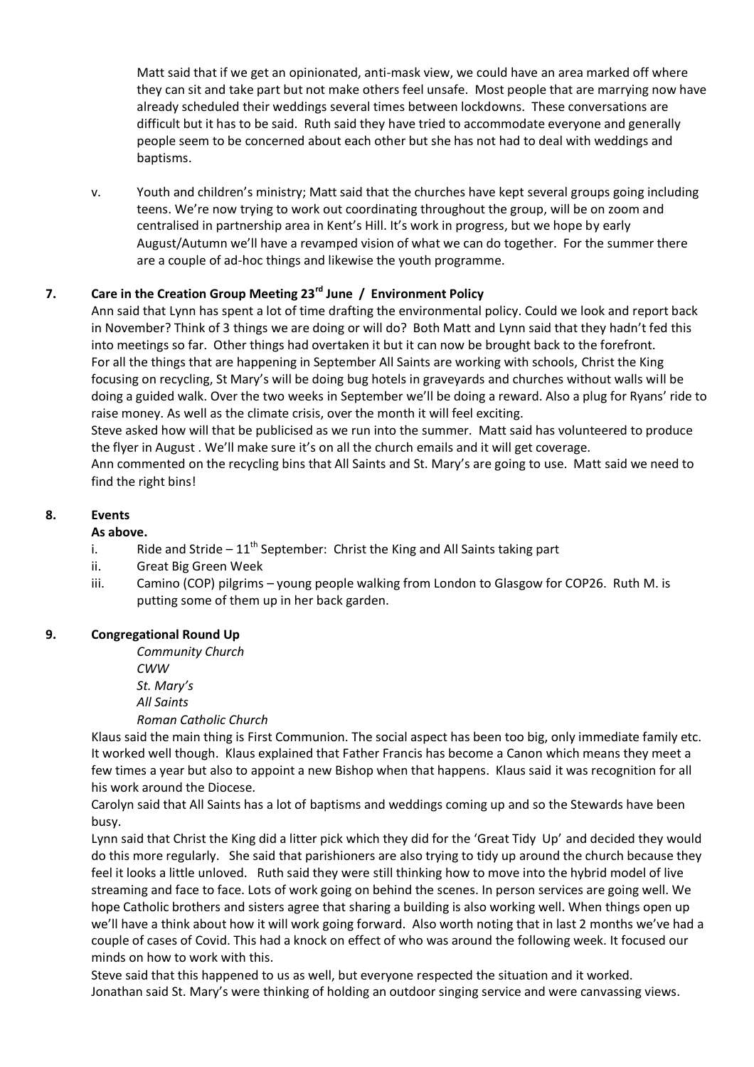Matt said that if we get an opinionated, anti-mask view, we could have an area marked off where they can sit and take part but not make others feel unsafe. Most people that are marrying now have already scheduled their weddings several times between lockdowns. These conversations are difficult but it has to be said. Ruth said they have tried to accommodate everyone and generally people seem to be concerned about each other but she has not had to deal with weddings and baptisms.

v. Youth and children's ministry; Matt said that the churches have kept several groups going including teens. We're now trying to work out coordinating throughout the group, will be on zoom and centralised in partnership area in Kent's Hill. It's work in progress, but we hope by early August/Autumn we'll have a revamped vision of what we can do together. For the summer there are a couple of ad-hoc things and likewise the youth programme.

## 7. Care in the Creation Group Meeting 23rd June / Environment Policy

Ann said that Lynn has spent a lot of time drafting the environmental policy. Could we look and report back in November? Think of 3 things we are doing or will do? Both Matt and Lynn said that they hadn't fed this into meetings so far. Other things had overtaken it but it can now be brought back to the forefront. For all the things that are happening in September All Saints are working with schools, Christ the King focusing on recycling, St Mary's will be doing bug hotels in graveyards and churches without walls will be doing a guided walk. Over the two weeks in September we'll be doing a reward. Also a plug for Ryans' ride to raise money. As well as the climate crisis, over the month it will feel exciting.

Steve asked how will that be publicised as we run into the summer. Matt said has volunteered to produce the flyer in August . We'll make sure it's on all the church emails and it will get coverage.

Ann commented on the recycling bins that All Saints and St. Mary's are going to use. Matt said we need to find the right bins!

## 8. Events

**As above.**

i. Ride and Stride – 11th September: Christ the King and All Saints taking part

ii. Great Big Green Week

iii. Camino (COP) pilgrims – young people walking from London to Glasgow for COP26. Ruth M. is putting some of them up in her back garden.

## 9. Congregational Round Up

*Community Church*
*CWW*
*St. Mary's*
*All Saints*
*Roman Catholic Church*

Klaus said the main thing is First Communion. The social aspect has been too big, only immediate family etc. It worked well though. Klaus explained that Father Francis has become a Canon which means they meet a few times a year but also to appoint a new Bishop when that happens. Klaus said it was recognition for all his work around the Diocese.

Carolyn said that All Saints has a lot of baptisms and weddings coming up and so the Stewards have been busy.

Lynn said that Christ the King did a litter pick which they did for the 'Great Tidy Up' and decided they would do this more regularly. She said that parishioners are also trying to tidy up around the church because they feel it looks a little unloved. Ruth said they were still thinking how to move into the hybrid model of live streaming and face to face. Lots of work going on behind the scenes. In person services are going well. We hope Catholic brothers and sisters agree that sharing a building is also working well. When things open up we'll have a think about how it will work going forward. Also worth noting that in last 2 months we've had a couple of cases of Covid. This had a knock on effect of who was around the following week. It focused our minds on how to work with this.

Steve said that this happened to us as well, but everyone respected the situation and it worked.

Jonathan said St. Mary's were thinking of holding an outdoor singing service and were canvassing views.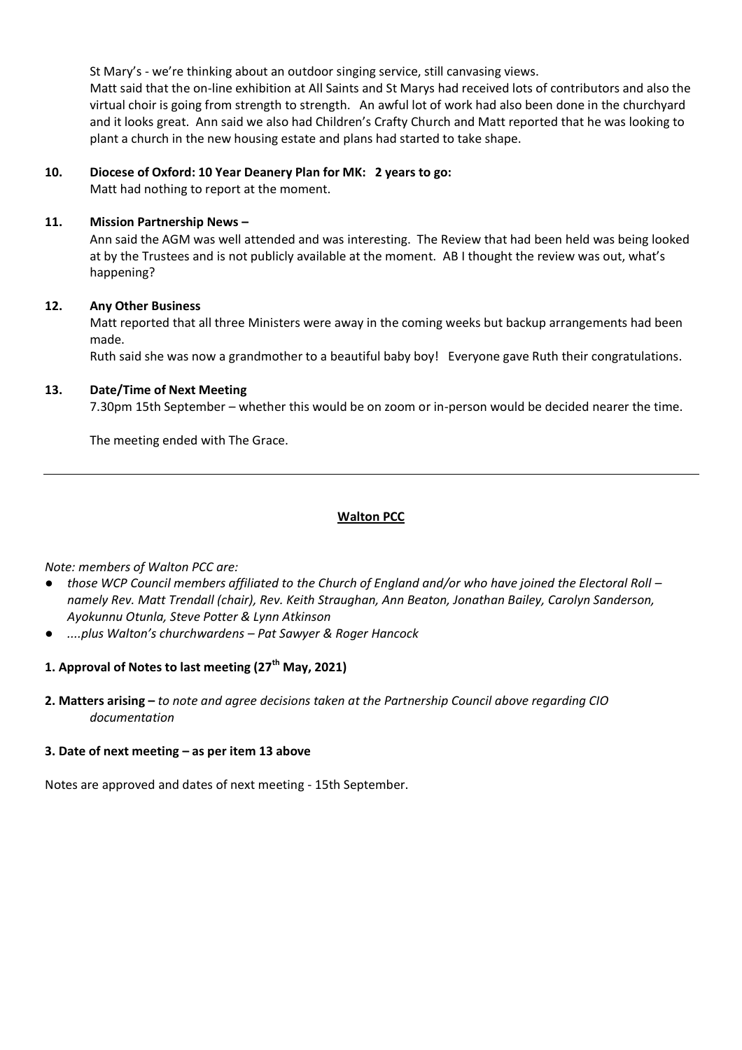St Mary's - we're thinking about an outdoor singing service, still canvasing views.

Matt said that the on-line exhibition at All Saints and St Marys had received lots of contributors and also the virtual choir is going from strength to strength. An awful lot of work had also been done in the churchyard and it looks great. Ann said we also had Children's Crafty Church and Matt reported that he was looking to plant a church in the new housing estate and plans had started to take shape.

**10. Diocese of Oxford: 10 Year Deanery Plan for MK: 2 years to go:**

Matt had nothing to report at the moment.

**11. Mission Partnership News –**

Ann said the AGM was well attended and was interesting. The Review that had been held was being looked at by the Trustees and is not publicly available at the moment. AB I thought the review was out, what's happening?

**12. Any Other Business**

Matt reported that all three Ministers were away in the coming weeks but backup arrangements had been made.

Ruth said she was now a grandmother to a beautiful baby boy! Everyone gave Ruth their congratulations.

**13. Date/Time of Next Meeting**

7.30pm 15th September – whether this would be on zoom or in-person would be decided nearer the time.

The meeting ended with The Grace.

---

## Walton PCC

*Note: members of Walton PCC are:*

- *those WCP Council members affiliated to the Church of England and/or who have joined the Electoral Roll – namely Rev. Matt Trendall (chair), Rev. Keith Straughan, Ann Beaton, Jonathan Bailey, Carolyn Sanderson, Ayokunnu Otunla, Steve Potter & Lynn Atkinson*
- *....plus Walton's churchwardens – Pat Sawyer & Roger Hancock*

**1. Approval of Notes to last meeting (27th May, 2021)**

**2. Matters arising –** *to note and agree decisions taken at the Partnership Council above regarding CIO documentation*

**3. Date of next meeting – as per item 13 above**

Notes are approved and dates of next meeting - 15th September.